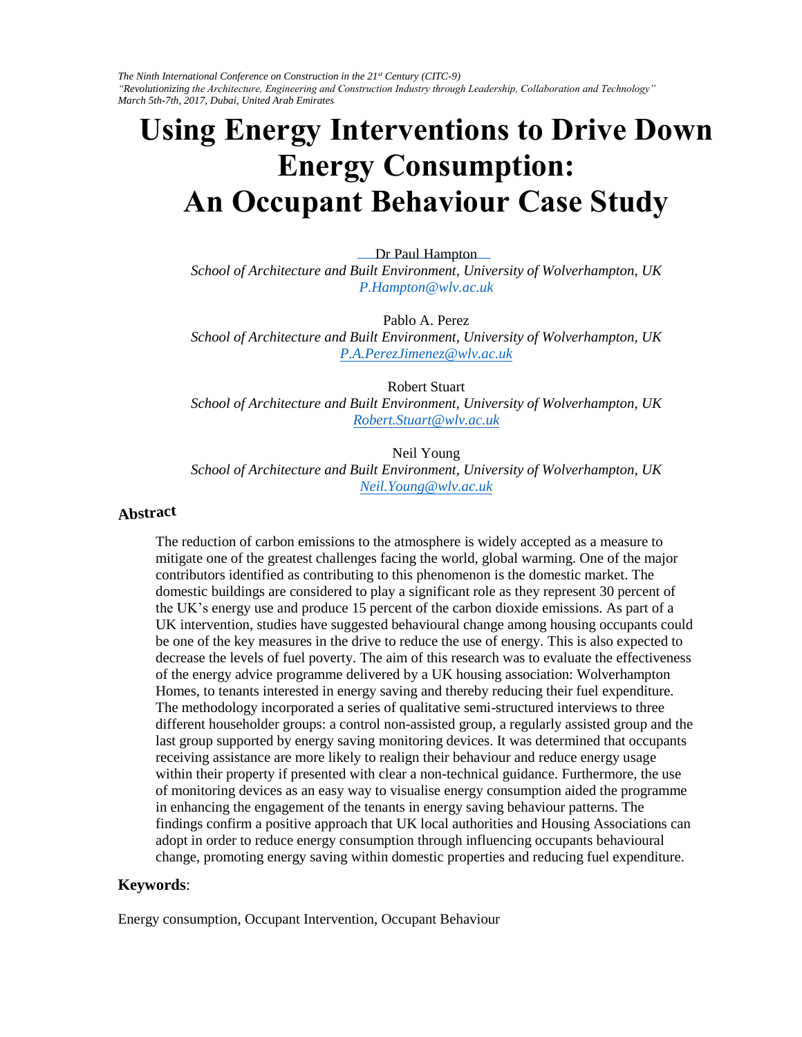*The Ninth International Conference on Construction in the 21st Century (CITC-9)*
*"Revolutionizing the Architecture, Engineering and Construction Industry through Leadership, Collaboration and Technology"*
*March 5th-7th, 2017, Dubai, United Arab Emirates*

# Using Energy Interventions to Drive Down Energy Consumption: An Occupant Behaviour Case Study

Dr Paul Hampton
*School of Architecture and Built Environment, University of Wolverhampton, UK*
P.Hampton@wlv.ac.uk

Pablo A. Perez
*School of Architecture and Built Environment, University of Wolverhampton, UK*
P.A.PerezJimenez@wlv.ac.uk

Robert Stuart
*School of Architecture and Built Environment, University of Wolverhampton, UK*
Robert.Stuart@wlv.ac.uk

Neil Young
*School of Architecture and Built Environment, University of Wolverhampton, UK*
Neil.Young@wlv.ac.uk

## Abstract

The reduction of carbon emissions to the atmosphere is widely accepted as a measure to mitigate one of the greatest challenges facing the world, global warming. One of the major contributors identified as contributing to this phenomenon is the domestic market. The domestic buildings are considered to play a significant role as they represent 30 percent of the UK's energy use and produce 15 percent of the carbon dioxide emissions. As part of a UK intervention, studies have suggested behavioural change among housing occupants could be one of the key measures in the drive to reduce the use of energy. This is also expected to decrease the levels of fuel poverty. The aim of this research was to evaluate the effectiveness of the energy advice programme delivered by a UK housing association: Wolverhampton Homes, to tenants interested in energy saving and thereby reducing their fuel expenditure. The methodology incorporated a series of qualitative semi-structured interviews to three different householder groups: a control non-assisted group, a regularly assisted group and the last group supported by energy saving monitoring devices. It was determined that occupants receiving assistance are more likely to realign their behaviour and reduce energy usage within their property if presented with clear a non-technical guidance. Furthermore, the use of monitoring devices as an easy way to visualise energy consumption aided the programme in enhancing the engagement of the tenants in energy saving behaviour patterns. The findings confirm a positive approach that UK local authorities and Housing Associations can adopt in order to reduce energy consumption through influencing occupants behavioural change, promoting energy saving within domestic properties and reducing fuel expenditure.

**Keywords**:

Energy consumption, Occupant Intervention, Occupant Behaviour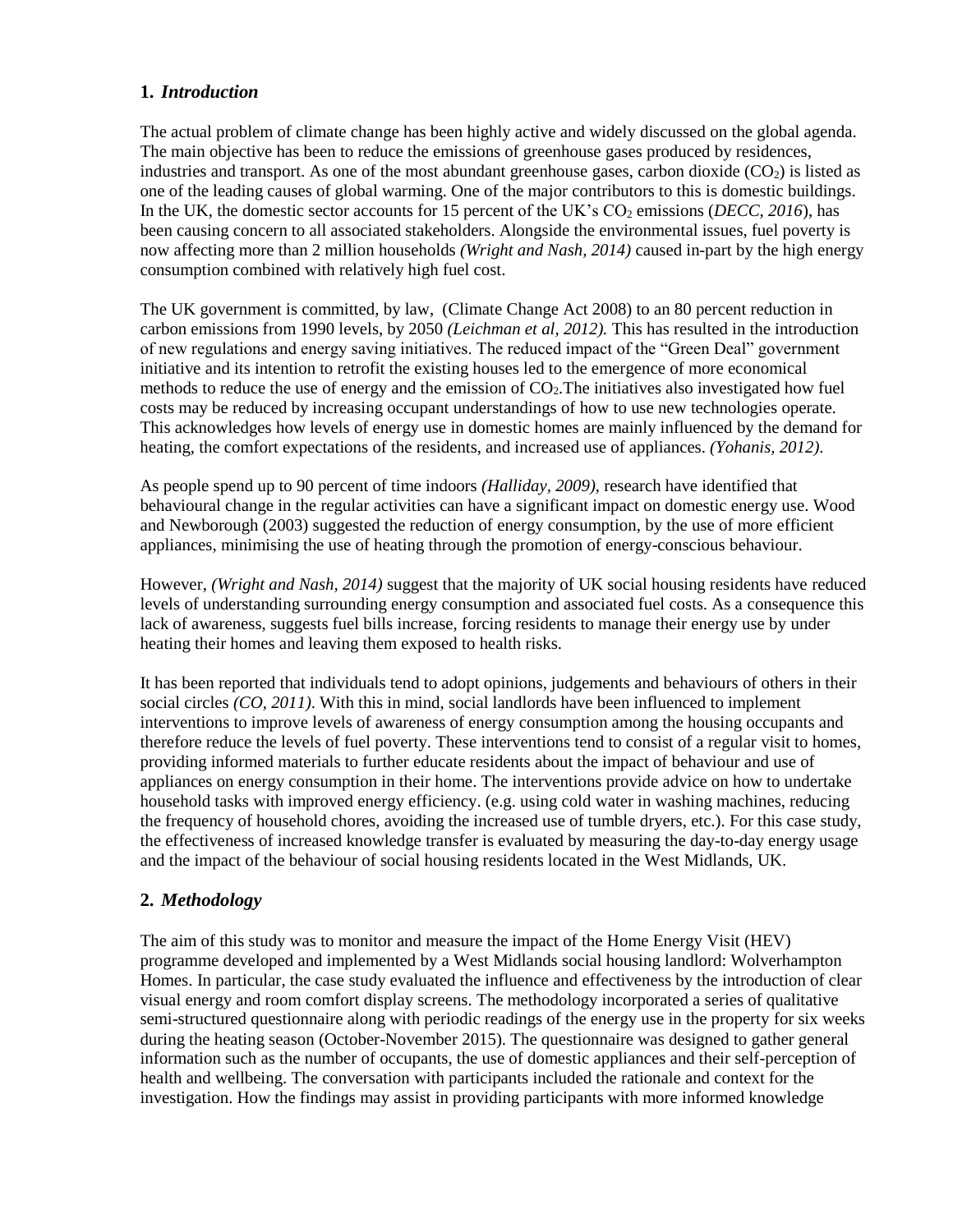## 1. *Introduction*

The actual problem of climate change has been highly active and widely discussed on the global agenda. The main objective has been to reduce the emissions of greenhouse gases produced by residences, industries and transport. As one of the most abundant greenhouse gases, carbon dioxide ($CO_2$) is listed as one of the leading causes of global warming. One of the major contributors to this is domestic buildings. In the UK, the domestic sector accounts for 15 percent of the UK's $CO_2$ emissions (*DECC, 2016*), has been causing concern to all associated stakeholders. Alongside the environmental issues, fuel poverty is now affecting more than 2 million households *(Wright and Nash, 2014)* caused in-part by the high energy consumption combined with relatively high fuel cost.

The UK government is committed, by law, (Climate Change Act 2008) to an 80 percent reduction in carbon emissions from 1990 levels, by 2050 *(Leichman et al, 2012).* This has resulted in the introduction of new regulations and energy saving initiatives. The reduced impact of the "Green Deal" government initiative and its intention to retrofit the existing houses led to the emergence of more economical methods to reduce the use of energy and the emission of $CO_2$.The initiatives also investigated how fuel costs may be reduced by increasing occupant understandings of how to use new technologies operate. This acknowledges how levels of energy use in domestic homes are mainly influenced by the demand for heating, the comfort expectations of the residents, and increased use of appliances. *(Yohanis, 2012)*.

As people spend up to 90 percent of time indoors *(Halliday, 2009)*, research have identified that behavioural change in the regular activities can have a significant impact on domestic energy use. Wood and Newborough (2003) suggested the reduction of energy consumption, by the use of more efficient appliances, minimising the use of heating through the promotion of energy-conscious behaviour.

However, *(Wright and Nash, 2014)* suggest that the majority of UK social housing residents have reduced levels of understanding surrounding energy consumption and associated fuel costs. As a consequence this lack of awareness, suggests fuel bills increase, forcing residents to manage their energy use by under heating their homes and leaving them exposed to health risks.

It has been reported that individuals tend to adopt opinions, judgements and behaviours of others in their social circles *(CO, 2011)*. With this in mind, social landlords have been influenced to implement interventions to improve levels of awareness of energy consumption among the housing occupants and therefore reduce the levels of fuel poverty. These interventions tend to consist of a regular visit to homes, providing informed materials to further educate residents about the impact of behaviour and use of appliances on energy consumption in their home. The interventions provide advice on how to undertake household tasks with improved energy efficiency. (e.g. using cold water in washing machines, reducing the frequency of household chores, avoiding the increased use of tumble dryers, etc.). For this case study, the effectiveness of increased knowledge transfer is evaluated by measuring the day-to-day energy usage and the impact of the behaviour of social housing residents located in the West Midlands, UK.

## 2. *Methodology*

The aim of this study was to monitor and measure the impact of the Home Energy Visit (HEV) programme developed and implemented by a West Midlands social housing landlord: Wolverhampton Homes. In particular, the case study evaluated the influence and effectiveness by the introduction of clear visual energy and room comfort display screens. The methodology incorporated a series of qualitative semi-structured questionnaire along with periodic readings of the energy use in the property for six weeks during the heating season (October-November 2015). The questionnaire was designed to gather general information such as the number of occupants, the use of domestic appliances and their self-perception of health and wellbeing. The conversation with participants included the rationale and context for the investigation. How the findings may assist in providing participants with more informed knowledge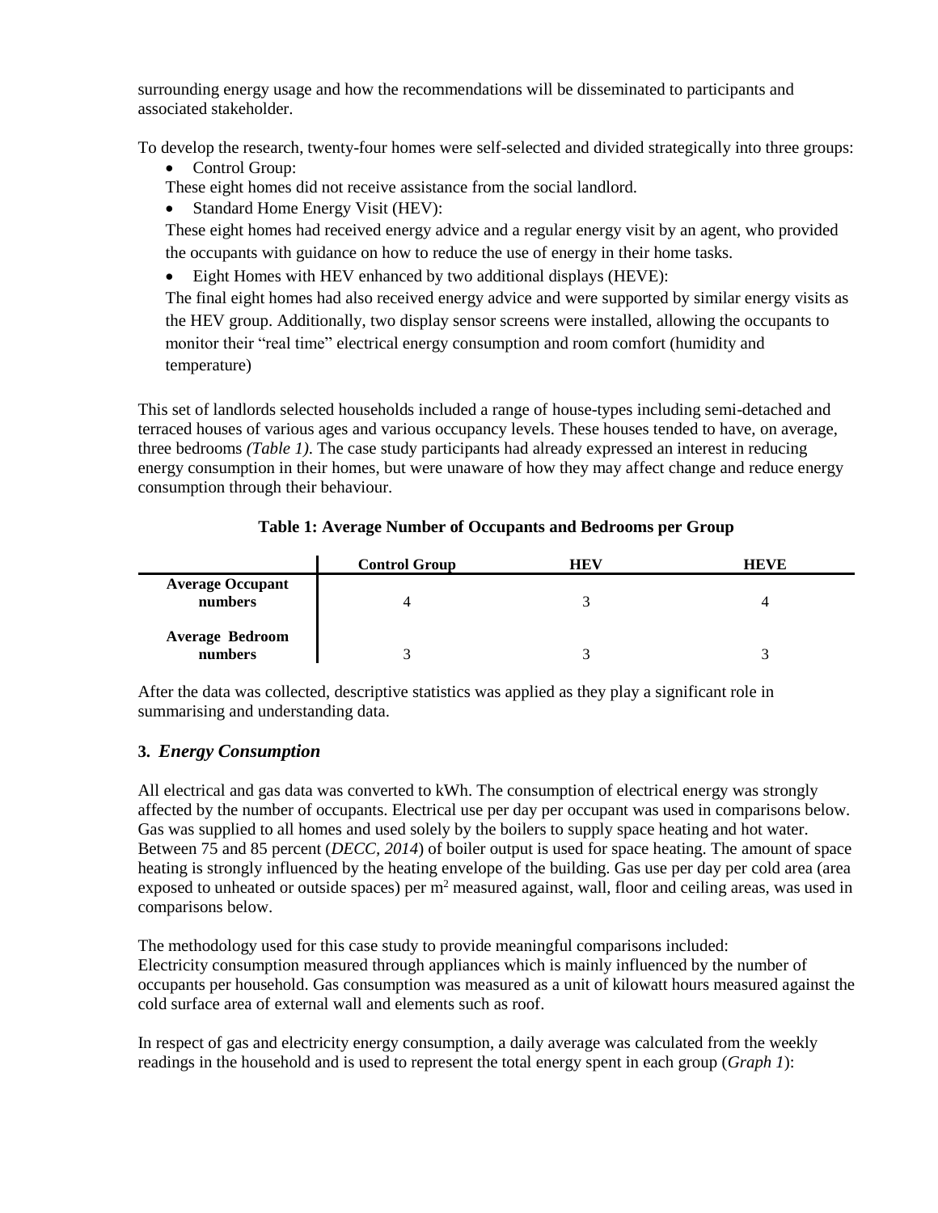surrounding energy usage and how the recommendations will be disseminated to participants and associated stakeholder.

To develop the research, twenty-four homes were self-selected and divided strategically into three groups:

- Control Group:

  These eight homes did not receive assistance from the social landlord.

- Standard Home Energy Visit (HEV):

  These eight homes had received energy advice and a regular energy visit by an agent, who provided the occupants with guidance on how to reduce the use of energy in their home tasks.

- Eight Homes with HEV enhanced by two additional displays (HEVE):

  The final eight homes had also received energy advice and were supported by similar energy visits as the HEV group. Additionally, two display sensor screens were installed, allowing the occupants to monitor their "real time" electrical energy consumption and room comfort (humidity and temperature)

This set of landlords selected households included a range of house-types including semi-detached and terraced houses of various ages and various occupancy levels. These houses tended to have, on average, three bedrooms *(Table 1)*. The case study participants had already expressed an interest in reducing energy consumption in their homes, but were unaware of how they may affect change and reduce energy consumption through their behaviour.

**Table 1: Average Number of Occupants and Bedrooms per Group**

| | Control Group | HEV | HEVE |
|---|---|---|---|
| **Average Occupant numbers** | 4 | 3 | 4 |
| **Average Bedroom numbers** | 3 | 3 | 3 |

After the data was collected, descriptive statistics was applied as they play a significant role in summarising and understanding data.

## 3. *Energy Consumption*

All electrical and gas data was converted to kWh. The consumption of electrical energy was strongly affected by the number of occupants. Electrical use per day per occupant was used in comparisons below. Gas was supplied to all homes and used solely by the boilers to supply space heating and hot water. Between 75 and 85 percent (*DECC, 2014*) of boiler output is used for space heating. The amount of space heating is strongly influenced by the heating envelope of the building. Gas use per day per cold area (area exposed to unheated or outside spaces) per $m^2$ measured against, wall, floor and ceiling areas, was used in comparisons below.

The methodology used for this case study to provide meaningful comparisons included:
Electricity consumption measured through appliances which is mainly influenced by the number of occupants per household. Gas consumption was measured as a unit of kilowatt hours measured against the cold surface area of external wall and elements such as roof.

In respect of gas and electricity energy consumption, a daily average was calculated from the weekly readings in the household and is used to represent the total energy spent in each group (*Graph 1*):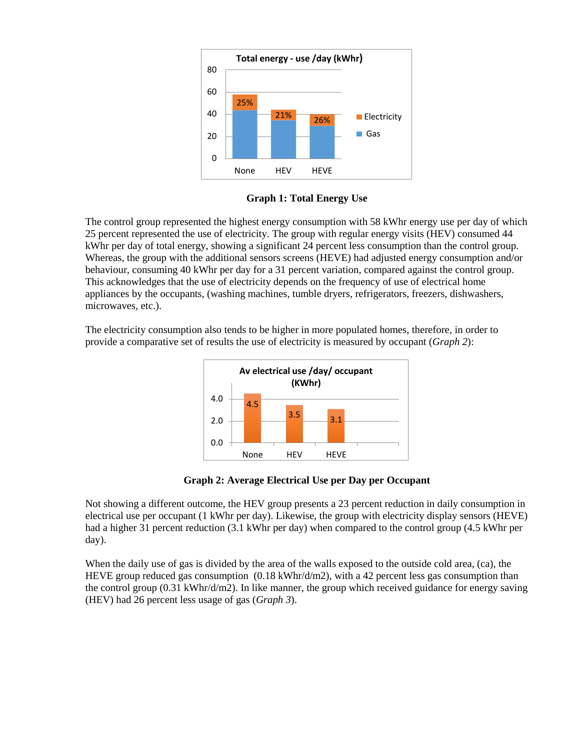**Graph 1: Total Energy Use**

The control group represented the highest energy consumption with 58 kWhr energy use per day of which 25 percent represented the use of electricity. The group with regular energy visits (HEV) consumed 44 kWhr per day of total energy, showing a significant 24 percent less consumption than the control group. Whereas, the group with the additional sensors screens (HEVE) had adjusted energy consumption and/or behaviour, consuming 40 kWhr per day for a 31 percent variation, compared against the control group. This acknowledges that the use of electricity depends on the frequency of use of electrical home appliances by the occupants, (washing machines, tumble dryers, refrigerators, freezers, dishwashers, microwaves, etc.).

The electricity consumption also tends to be higher in more populated homes, therefore, in order to provide a comparative set of results the use of electricity is measured by occupant (*Graph 2*):

**Graph 2: Average Electrical Use per Day per Occupant**

Not showing a different outcome, the HEV group presents a 23 percent reduction in daily consumption in electrical use per occupant (1 kWhr per day). Likewise, the group with electricity display sensors (HEVE) had a higher 31 percent reduction (3.1 kWhr per day) when compared to the control group (4.5 kWhr per day).

When the daily use of gas is divided by the area of the walls exposed to the outside cold area, (ca), the HEVE group reduced gas consumption (0.18 kWhr/d/m2), with a 42 percent less gas consumption than the control group (0.31 kWhr/d/m2). In like manner, the group which received guidance for energy saving (HEV) had 26 percent less usage of gas (*Graph 3*).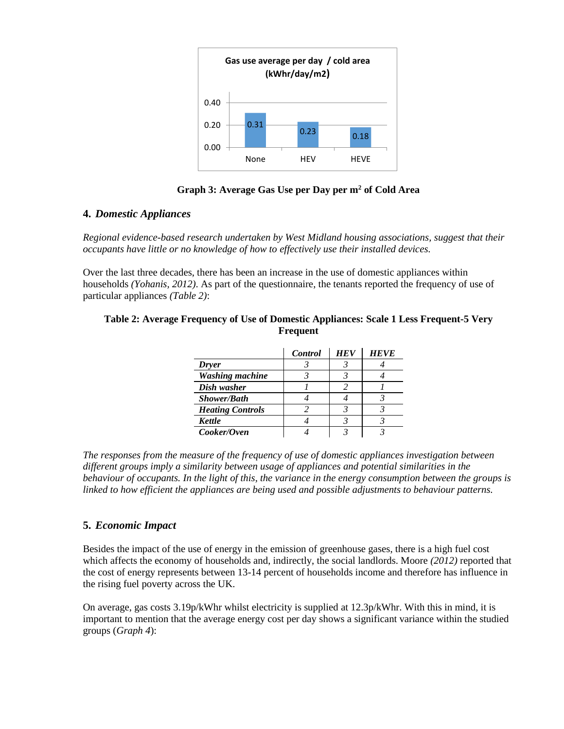Gas use average per day / cold area (kWhr/day/m2)

| | None | HEV | HEVE |
|---|---|---|---|
| | 0.31 | 0.23 | 0.18 |

**Graph 3: Average Gas Use per Day per m² of Cold Area**

## 4. *Domestic Appliances*

*Regional evidence-based research undertaken by West Midland housing associations, suggest that their occupants have little or no knowledge of how to effectively use their installed devices.*

Over the last three decades, there has been an increase in the use of domestic appliances within households *(Yohanis, 2012)*. As part of the questionnaire, the tenants reported the frequency of use of particular appliances *(Table 2)*:

**Table 2: Average Frequency of Use of Domestic Appliances: Scale 1 Less Frequent-5 Very Frequent**

| | *Control* | *HEV* | *HEVE* |
|---|---|---|---|
| ***Dryer*** | *3* | *3* | *4* |
| ***Washing machine*** | *3* | *3* | *4* |
| ***Dish washer*** | *1* | *2* | *1* |
| ***Shower/Bath*** | *4* | *4* | *3* |
| ***Heating Controls*** | *2* | *3* | *3* |
| ***Kettle*** | *4* | *3* | *3* |
| ***Cooker/Oven*** | *4* | *3* | *3* |

*The responses from the measure of the frequency of use of domestic appliances investigation between different groups imply a similarity between usage of appliances and potential similarities in the behaviour of occupants. In the light of this, the variance in the energy consumption between the groups is linked to how efficient the appliances are being used and possible adjustments to behavour patterns.*

## 5. *Economic Impact*

Besides the impact of the use of energy in the emission of greenhouse gases, there is a high fuel cost which affects the economy of households and, indirectly, the social landlords. Moore *(2012)* reported that the cost of energy represents between 13-14 percent of households income and therefore has influence in the rising fuel poverty across the UK.

On average, gas costs 3.19p/kWhr whilst electricity is supplied at 12.3p/kWhr. With this in mind, it is important to mention that the average energy cost per day shows a significant variance within the studied groups (*Graph 4*):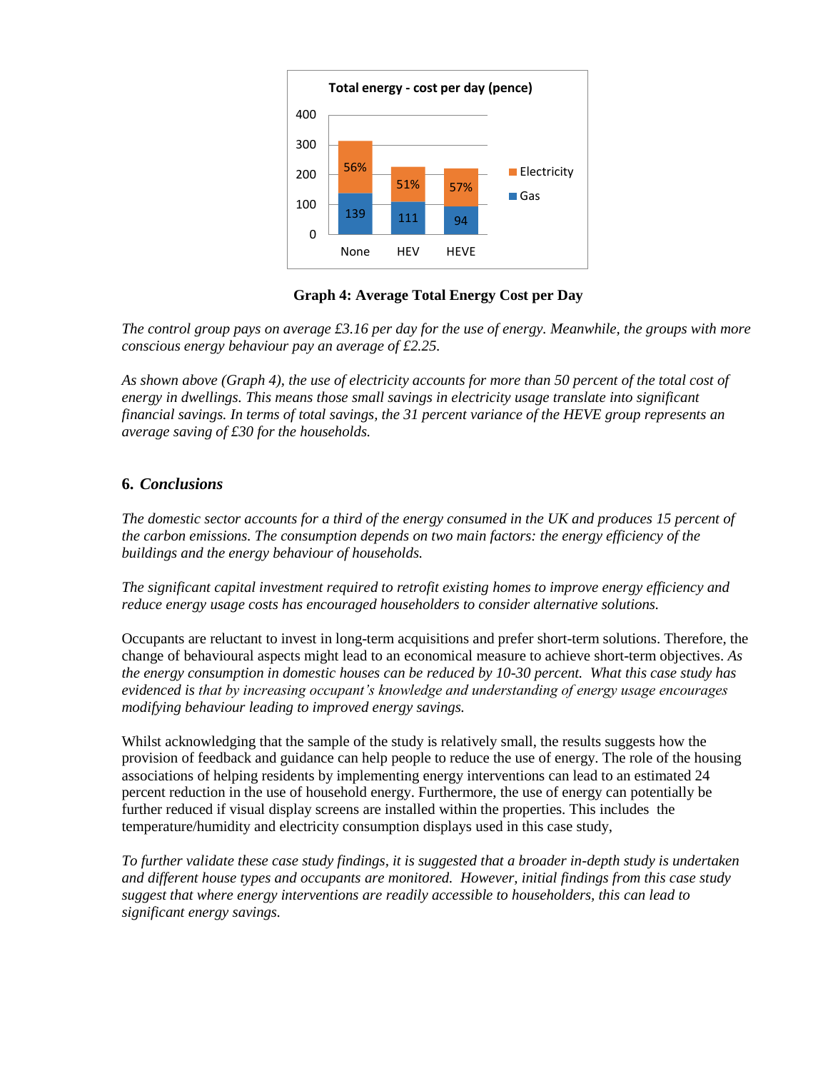Graph 4: Average Total Energy Cost per Day

*The control group pays on average £3.16 per day for the use of energy. Meanwhile, the groups with more conscious energy behaviour pay an average of £2.25.*

*As shown above (Graph 4), the use of electricity accounts for more than 50 percent of the total cost of energy in dwellings. This means those small savings in electricity usage translate into significant financial savings. In terms of total savings, the 31 percent variance of the HEVE group represents an average saving of £30 for the households.*

## 6. *Conclusions*

*The domestic sector accounts for a third of the energy consumed in the UK and produces 15 percent of the carbon emissions. The consumption depends on two main factors: the energy efficiency of the buildings and the energy behaviour of households.*

*The significant capital investment required to retrofit existing homes to improve energy efficiency and reduce energy usage costs has encouraged householders to consider alternative solutions.*

Occupants are reluctant to invest in long-term acquisitions and prefer short-term solutions. Therefore, the change of behavioural aspects might lead to an economical measure to achieve short-term objectives. *As the energy consumption in domestic houses can be reduced by 10-30 percent. What this case study has evidenced is that by increasing occupant's knowledge and understanding of energy usage encourages modifying behaviour leading to improved energy savings.*

Whilst acknowledging that the sample of the study is relatively small, the results suggests how the provision of feedback and guidance can help people to reduce the use of energy. The role of the housing associations of helping residents by implementing energy interventions can lead to an estimated 24 percent reduction in the use of household energy. Furthermore, the use of energy can potentially be further reduced if visual display screens are installed within the properties. This includes the temperature/humidity and electricity consumption displays used in this case study,

*To further validate these case study findings, it is suggested that a broader in-depth study is undertaken and different house types and occupants are monitored. However, initial findings from this case study suggest that where energy interventions are readily accessible to householders, this can lead to significant energy savings.*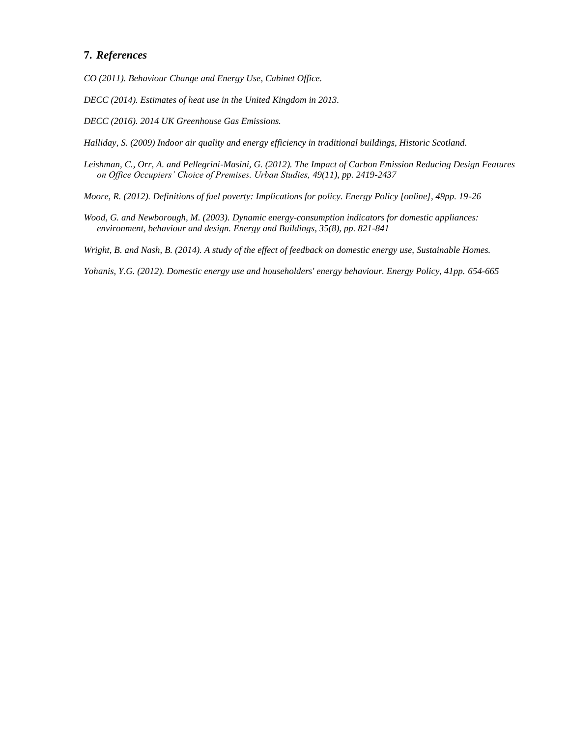## 7. *References*

*CO (2011). Behaviour Change and Energy Use, Cabinet Office.*

*DECC (2014). Estimates of heat use in the United Kingdom in 2013.*

*DECC (2016). 2014 UK Greenhouse Gas Emissions.*

*Halliday, S. (2009) Indoor air quality and energy efficiency in traditional buildings, Historic Scotland.*

*Leishman, C., Orr, A. and Pellegrini-Masini, G. (2012). The Impact of Carbon Emission Reducing Design Features on Office Occupiers' Choice of Premises. Urban Studies, 49(11), pp. 2419-2437*

*Moore, R. (2012). Definitions of fuel poverty: Implications for policy. Energy Policy [online], 49pp. 19-26*

*Wood, G. and Newborough, M. (2003). Dynamic energy-consumption indicators for domestic appliances: environment, behaviour and design. Energy and Buildings, 35(8), pp. 821-841*

*Wright, B. and Nash, B. (2014). A study of the effect of feedback on domestic energy use, Sustainable Homes.*

*Yohanis, Y.G. (2012). Domestic energy use and householders' energy behaviour. Energy Policy, 41pp. 654-665*